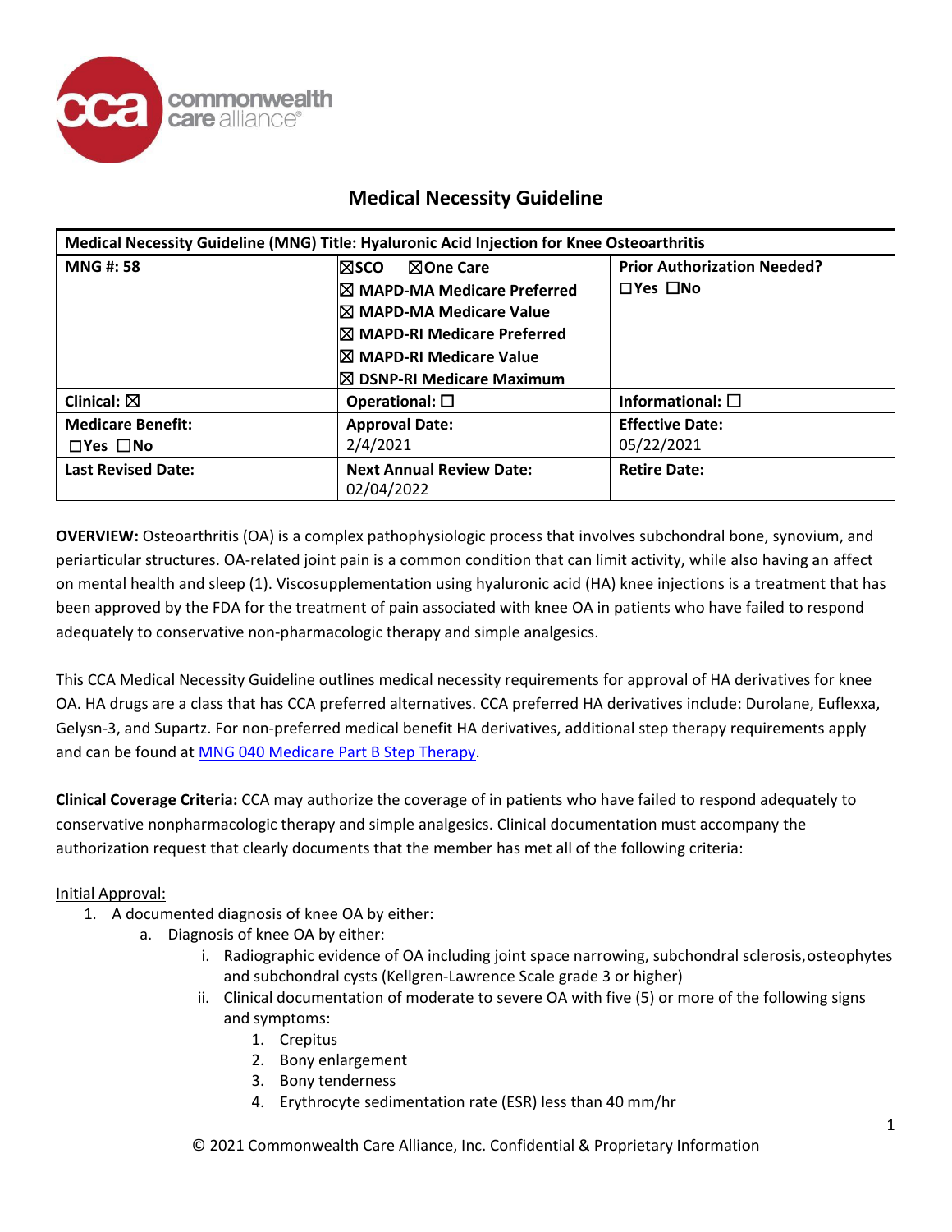# Medical Necessity Guideline

| Medical Necessity Guideline (MNG) Title: Hyaluronic Acid Injection for Knee Osteoarthritis | | |
|---|---|---|
| **MNG #: 58** | ☒SCO ☒One Care<br>☒ MAPD-MA Medicare Preferred<br>☒ MAPD-MA Medicare Value<br>☒ MAPD-RI Medicare Preferred<br>☒ MAPD-RI Medicare Value<br>☒ DSNP-RI Medicare Maximum | **Prior Authorization Needed?**<br>☐Yes ☐No |
| **Clinical:** ☒ | **Operational:** ☐ | **Informational:** ☐ |
| **Medicare Benefit:**<br>☐Yes ☐No | **Approval Date:**<br>2/4/2021 | **Effective Date:**<br>05/22/2021 |
| **Last Revised Date:** | **Next Annual Review Date:**<br>02/04/2022 | **Retire Date:** |

**OVERVIEW:** Osteoarthritis (OA) is a complex pathophysiologic process that involves subchondral bone, synovium, and periarticular structures. OA-related joint pain is a common condition that can limit activity, while also having an affect on mental health and sleep (1). Viscosupplementation using hyaluronic acid (HA) knee injections is a treatment that has been approved by the FDA for the treatment of pain associated with knee OA in patients who have failed to respond adequately to conservative non-pharmacologic therapy and simple analgesics.

This CCA Medical Necessity Guideline outlines medical necessity requirements for approval of HA derivatives for knee OA. HA drugs are a class that has CCA preferred alternatives. CCA preferred HA derivatives include: Durolane, Euflexxa, Gelysn-3, and Supartz. For non-preferred medical benefit HA derivatives, additional step therapy requirements apply and can be found at MNG 040 Medicare Part B Step Therapy.

**Clinical Coverage Criteria:** CCA may authorize the coverage of in patients who have failed to respond adequately to conservative nonpharmacologic therapy and simple analgesics. Clinical documentation must accompany the authorization request that clearly documents that the member has met all of the following criteria:

Initial Approval:

1. A documented diagnosis of knee OA by either:
   a. Diagnosis of knee OA by either:
      i. Radiographic evidence of OA including joint space narrowing, subchondral sclerosis, osteophytes and subchondral cysts (Kellgren-Lawrence Scale grade 3 or higher)
      ii. Clinical documentation of moderate to severe OA with five (5) or more of the following signs and symptoms:
         1. Crepitus
         2. Bony enlargement
         3. Bony tenderness
         4. Erythrocyte sedimentation rate (ESR) less than 40 mm/hr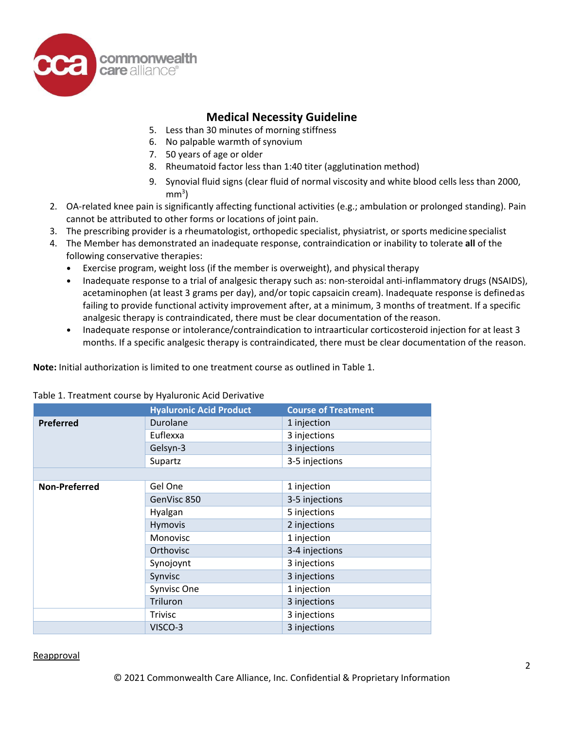## Medical Necessity Guideline

5. Less than 30 minutes of morning stiffness
6. No palpable warmth of synovium
7. 50 years of age or older
8. Rheumatoid factor less than 1:40 titer (agglutination method)
9. Synovial fluid signs (clear fluid of normal viscosity and white blood cells less than 2000, $mm^3$)

2. OA-related knee pain is significantly affecting functional activities (e.g.; ambulation or prolonged standing). Pain cannot be attributed to other forms or locations of joint pain.
3. The prescribing provider is a rheumatologist, orthopedic specialist, physiatrist, or sports medicine specialist
4. The Member has demonstrated an inadequate response, contraindication or inability to tolerate **all** of the following conservative therapies:
   - Exercise program, weight loss (if the member is overweight), and physical therapy
   - Inadequate response to a trial of analgesic therapy such as: non-steroidal anti-inflammatory drugs (NSAIDS), acetaminophen (at least 3 grams per day), and/or topic capsaicin cream). Inadequate response is defined as failing to provide functional activity improvement after, at a minimum, 3 months of treatment. If a specific analgesic therapy is contraindicated, there must be clear documentation of the reason.
   - Inadequate response or intolerance/contraindication to intraarticular corticosteroid injection for at least 3 months. If a specific analgesic therapy is contraindicated, there must be clear documentation of the reason.

**Note:** Initial authorization is limited to one treatment course as outlined in Table 1.

Table 1. Treatment course by Hyaluronic Acid Derivative

| | Hyaluronic Acid Product | Course of Treatment |
|---|---|---|
| **Preferred** | Durolane | 1 injection |
| | Euflexxa | 3 injections |
| | Gelsyn-3 | 3 injections |
| | Supartz | 3-5 injections |
| | | |
| **Non-Preferred** | Gel One | 1 injection |
| | GenVisc 850 | 3-5 injections |
| | Hyalgan | 5 injections |
| | Hymovis | 2 injections |
| | Monovisc | 1 injection |
| | Orthovisc | 3-4 injections |
| | Synojoynt | 3 injections |
| | Synvisc | 3 injections |
| | Synvisc One | 1 injection |
| | Triluron | 3 injections |
| | Trivisc | 3 injections |
| | VISCO-3 | 3 injections |

Reapproval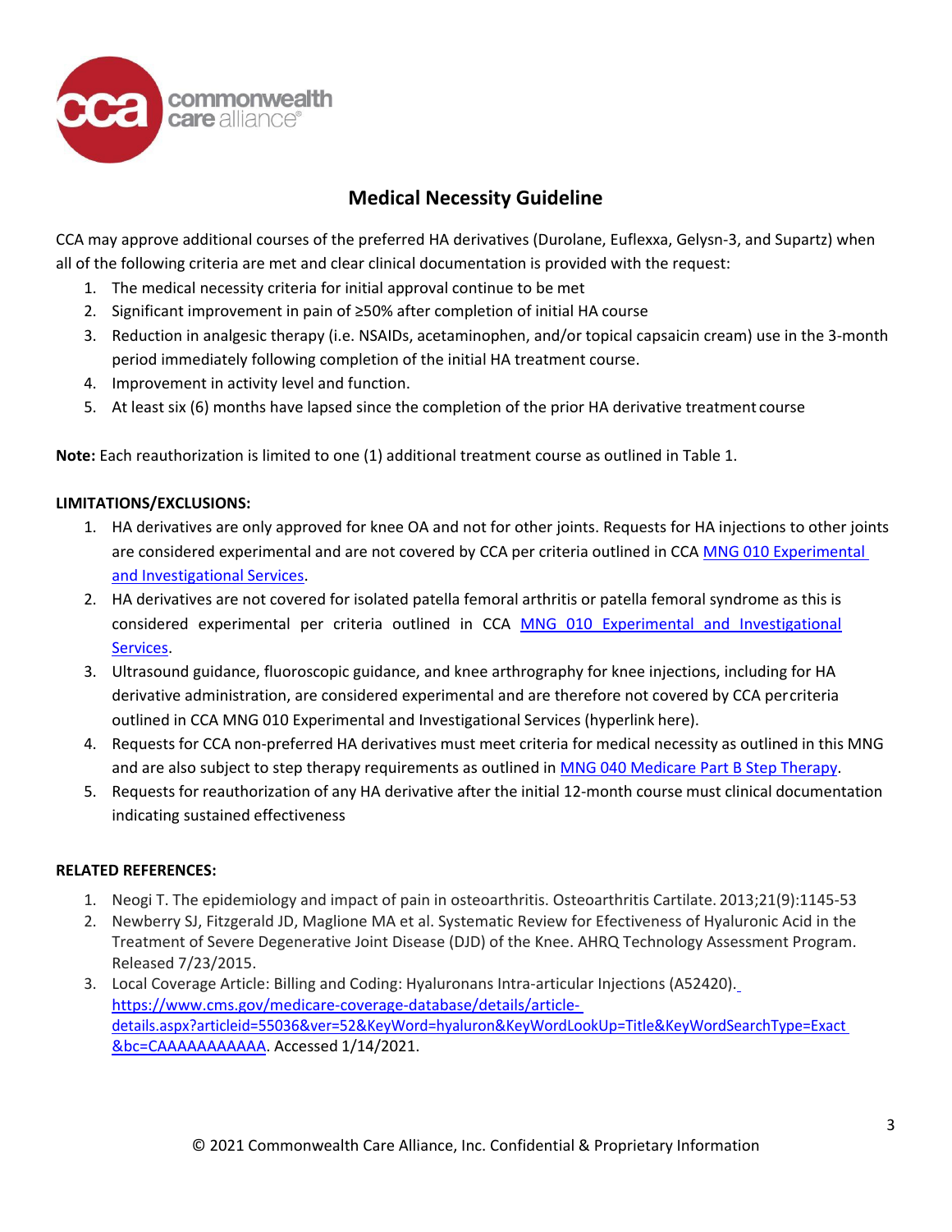## Medical Necessity Guideline

CCA may approve additional courses of the preferred HA derivatives (Durolane, Euflexxa, Gelysn-3, and Supartz) when all of the following criteria are met and clear clinical documentation is provided with the request:

1. The medical necessity criteria for initial approval continue to be met
2. Significant improvement in pain of ≥50% after completion of initial HA course
3. Reduction in analgesic therapy (i.e. NSAIDs, acetaminophen, and/or topical capsaicin cream) use in the 3-month period immediately following completion of the initial HA treatment course.
4. Improvement in activity level and function.
5. At least six (6) months have lapsed since the completion of the prior HA derivative treatment course

**Note:** Each reauthorization is limited to one (1) additional treatment course as outlined in Table 1.

**LIMITATIONS/EXCLUSIONS:**

1. HA derivatives are only approved for knee OA and not for other joints. Requests for HA injections to other joints are considered experimental and are not covered by CCA per criteria outlined in CCA [MNG 010 Experimental and Investigational Services](#).
2. HA derivatives are not covered for isolated patella femoral arthritis or patella femoral syndrome as this is considered experimental per criteria outlined in CCA [MNG 010 Experimental and Investigational Services](#).
3. Ultrasound guidance, fluoroscopic guidance, and knee arthrography for knee injections, including for HA derivative administration, are considered experimental and are therefore not covered by CCA per criteria outlined in CCA MNG 010 Experimental and Investigational Services (hyperlink here).
4. Requests for CCA non-preferred HA derivatives must meet criteria for medical necessity as outlined in this MNG and are also subject to step therapy requirements as outlined in [MNG 040 Medicare Part B Step Therapy](#).
5. Requests for reauthorization of any HA derivative after the initial 12-month course must clinical documentation indicating sustained effectiveness

**RELATED REFERENCES:**

1. Neogi T. The epidemiology and impact of pain in osteoarthritis. Osteoarthritis Cartilate. 2013;21(9):1145-53
2. Newberry SJ, Fitzgerald JD, Maglione MA et al. Systematic Review for Effectiveness of Hyaluronic Acid in the Treatment of Severe Degenerative Joint Disease (DJD) of the Knee. AHRQ Technology Assessment Program. Released 7/23/2015.
3. Local Coverage Article: Billing and Coding: Hyaluronans Intra-articular Injections (A52420). https://www.cms.gov/medicare-coverage-database/details/article-details.aspx?articleid=55036&ver=52&KeyWord=hyaluron&KeyWordLookUp=Title&KeyWordSearchType=Exact&bc=CAAAAAAAAAAA. Accessed 1/14/2021.

© 2021 Commonwealth Care Alliance, Inc. Confidential & Proprietary Information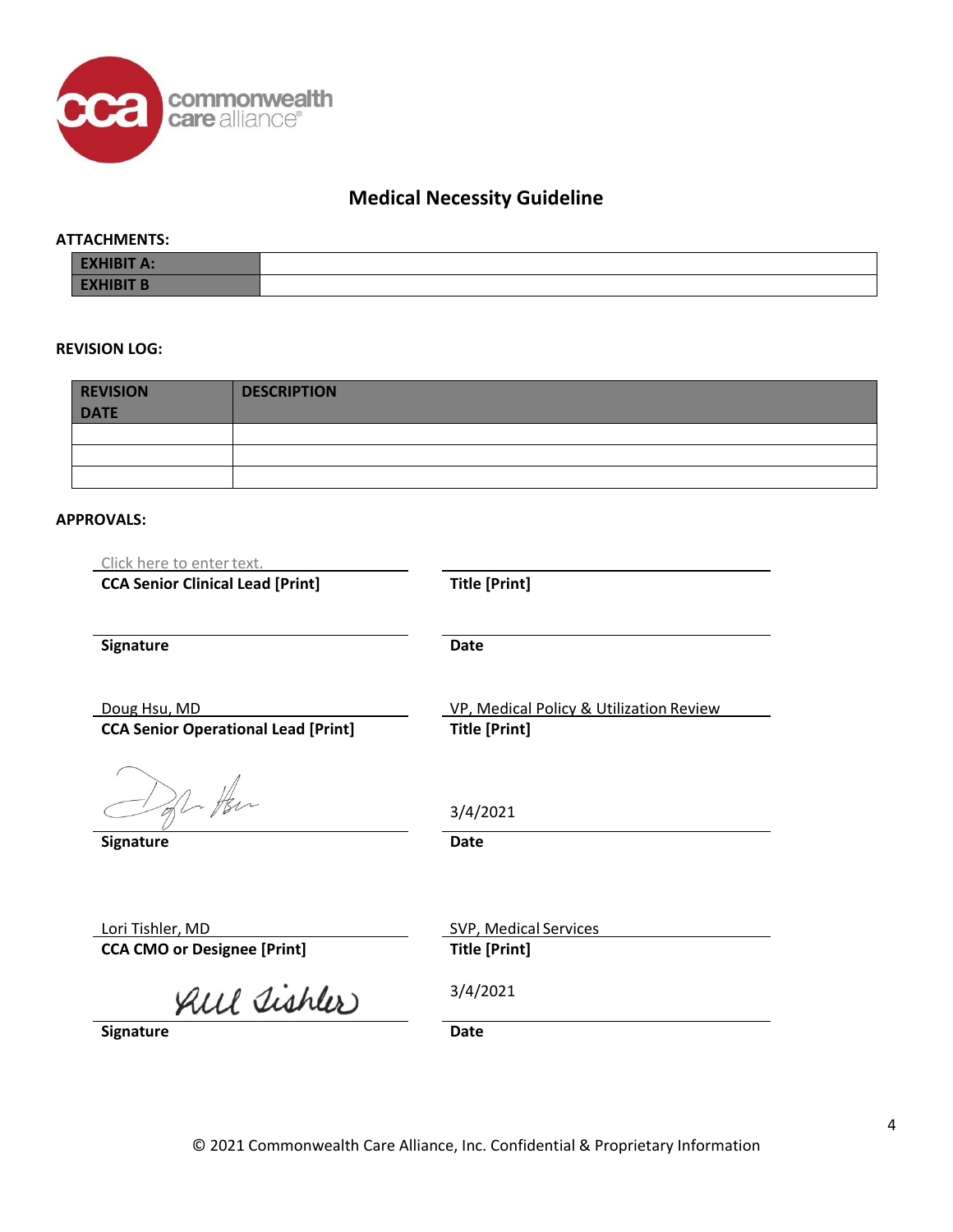## Medical Necessity Guideline

**ATTACHMENTS:**

| | |
|---|---|
| **EXHIBIT A:** | |
| **EXHIBIT B** | |

**REVISION LOG:**

| REVISION DATE | DESCRIPTION |
|---|---|
| | |
| | |
| | |

**APPROVALS:**

Click here to enter text.
**CCA Senior Clinical Lead [Print]**

**Title [Print]**

**Signature**

**Date**

Doug Hsu, MD
**CCA Senior Operational Lead [Print]**

VP, Medical Policy & Utilization Review
**Title [Print]**

**Signature**

3/4/2021
**Date**

Lori Tishler, MD
**CCA CMO or Designee [Print]**

SVP, Medical Services
**Title [Print]**

**Signature**

3/4/2021
**Date**

© 2021 Commonwealth Care Alliance, Inc. Confidential & Proprietary Information